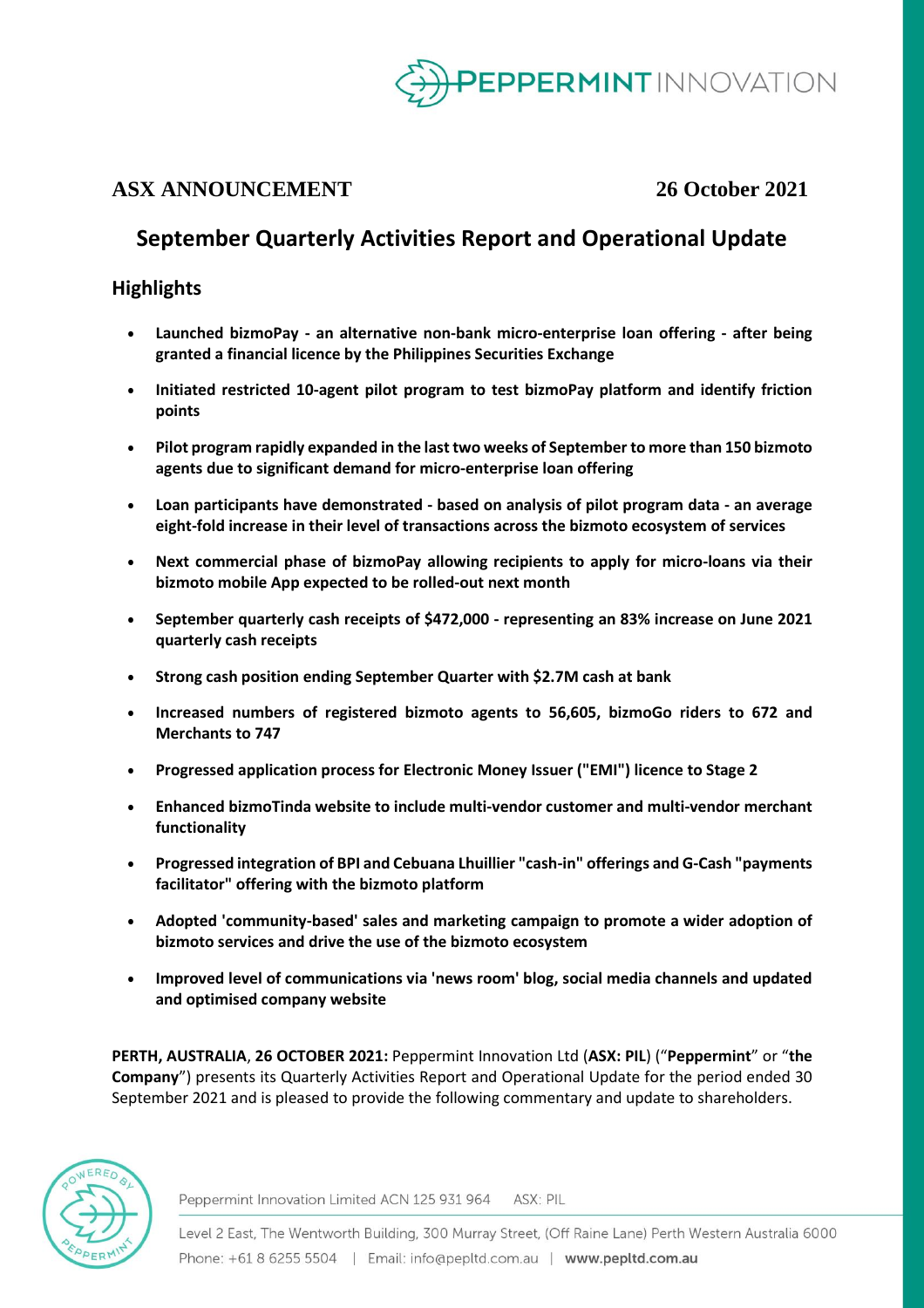**ASX ANNOUNCEMENT** **26 October 2021**

# September Quarterly Activities Report and Operational Update

## Highlights

- **Launched bizmoPay - an alternative non-bank micro-enterprise loan offering - after being granted a financial licence by the Philippines Securities Exchange**
- **Initiated restricted 10-agent pilot program to test bizmoPay platform and identify friction points**
- **Pilot program rapidly expanded in the last two weeks of September to more than 150 bizmoto agents due to significant demand for micro-enterprise loan offering**
- **Loan participants have demonstrated - based on analysis of pilot program data - an average eight-fold increase in their level of transactions across the bizmoto ecosystem of services**
- **Next commercial phase of bizmoPay allowing recipients to apply for micro-loans via their bizmoto mobile App expected to be rolled-out next month**
- **September quarterly cash receipts of $472,000 - representing an 83% increase on June 2021 quarterly cash receipts**
- **Strong cash position ending September Quarter with $2.7M cash at bank**
- **Increased numbers of registered bizmoto agents to 56,605, bizmoGo riders to 672 and Merchants to 747**
- **Progressed application process for Electronic Money Issuer ("EMI") licence to Stage 2**
- **Enhanced bizmoTinda website to include multi-vendor customer and multi-vendor merchant functionality**
- **Progressed integration of BPI and Cebuana Lhuillier "cash-in" offerings and G-Cash "payments facilitator" offering with the bizmoto platform**
- **Adopted 'community-based' sales and marketing campaign to promote a wider adoption of bizmoto services and drive the use of the bizmoto ecosystem**
- **Improved level of communications via 'news room' blog, social media channels and updated and optimised company website**

**PERTH, AUSTRALIA**, **26 OCTOBER 2021:** Peppermint Innovation Ltd (**ASX: PIL**) ("**Peppermint**" or "**the Company**") presents its Quarterly Activities Report and Operational Update for the period ended 30 September 2021 and is pleased to provide the following commentary and update to shareholders.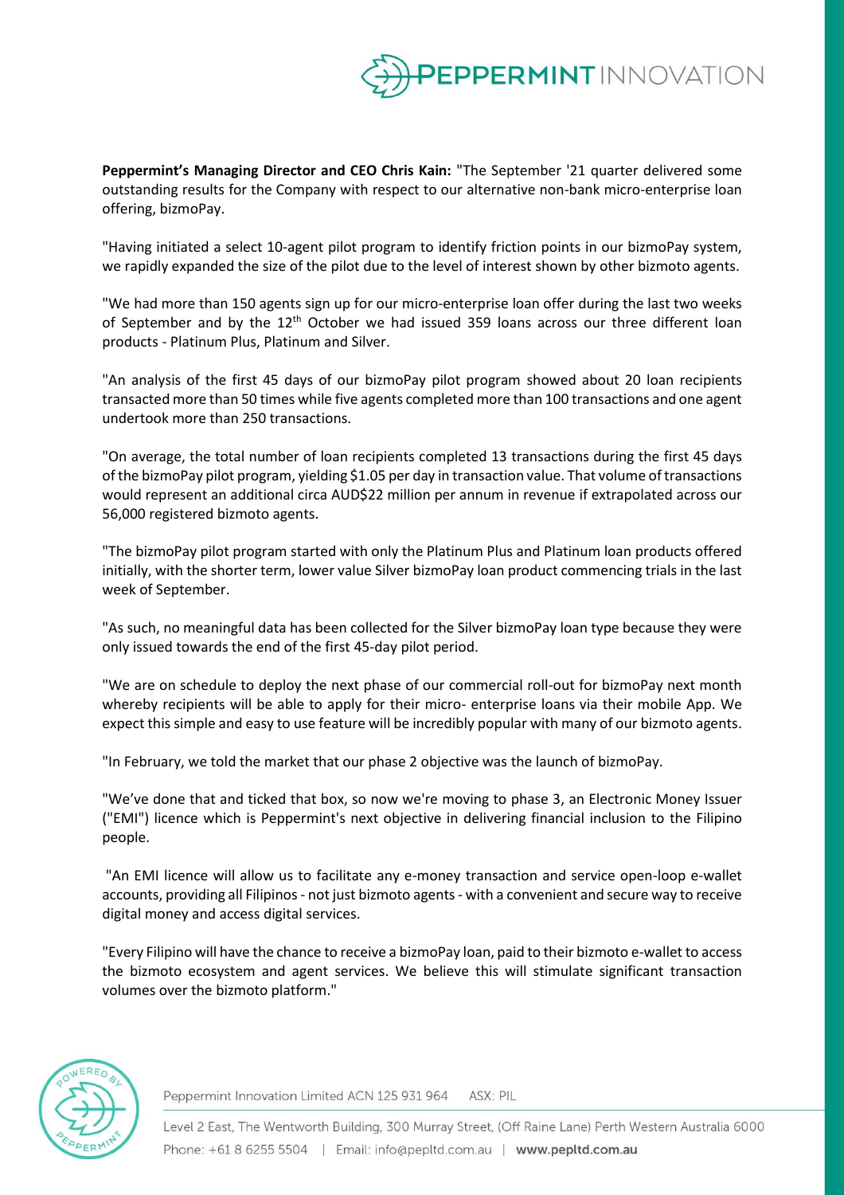**Peppermint's Managing Director and CEO Chris Kain:** "The September '21 quarter delivered some outstanding results for the Company with respect to our alternative non-bank micro-enterprise loan offering, bizmoPay.

"Having initiated a select 10-agent pilot program to identify friction points in our bizmoPay system, we rapidly expanded the size of the pilot due to the level of interest shown by other bizmoto agents.

"We had more than 150 agents sign up for our micro-enterprise loan offer during the last two weeks of September and by the 12th October we had issued 359 loans across our three different loan products - Platinum Plus, Platinum and Silver.

"An analysis of the first 45 days of our bizmoPay pilot program showed about 20 loan recipients transacted more than 50 times while five agents completed more than 100 transactions and one agent undertook more than 250 transactions.

"On average, the total number of loan recipients completed 13 transactions during the first 45 days of the bizmoPay pilot program, yielding $1.05 per day in transaction value. That volume of transactions would represent an additional circa AUD$22 million per annum in revenue if extrapolated across our 56,000 registered bizmoto agents.

"The bizmoPay pilot program started with only the Platinum Plus and Platinum loan products offered initially, with the shorter term, lower value Silver bizmoPay loan product commencing trials in the last week of September.

"As such, no meaningful data has been collected for the Silver bizmoPay loan type because they were only issued towards the end of the first 45-day pilot period.

"We are on schedule to deploy the next phase of our commercial roll-out for bizmoPay next month whereby recipients will be able to apply for their micro- enterprise loans via their mobile App. We expect this simple and easy to use feature will be incredibly popular with many of our bizmoto agents.

"In February, we told the market that our phase 2 objective was the launch of bizmoPay.

"We've done that and ticked that box, so now we're moving to phase 3, an Electronic Money Issuer ("EMI") licence which is Peppermint's next objective in delivering financial inclusion to the Filipino people.

"An EMI licence will allow us to facilitate any e-money transaction and service open-loop e-wallet accounts, providing all Filipinos - not just bizmoto agents - with a convenient and secure way to receive digital money and access digital services.

"Every Filipino will have the chance to receive a bizmoPay loan, paid to their bizmoto e-wallet to access the bizmoto ecosystem and agent services. We believe this will stimulate significant transaction volumes over the bizmoto platform."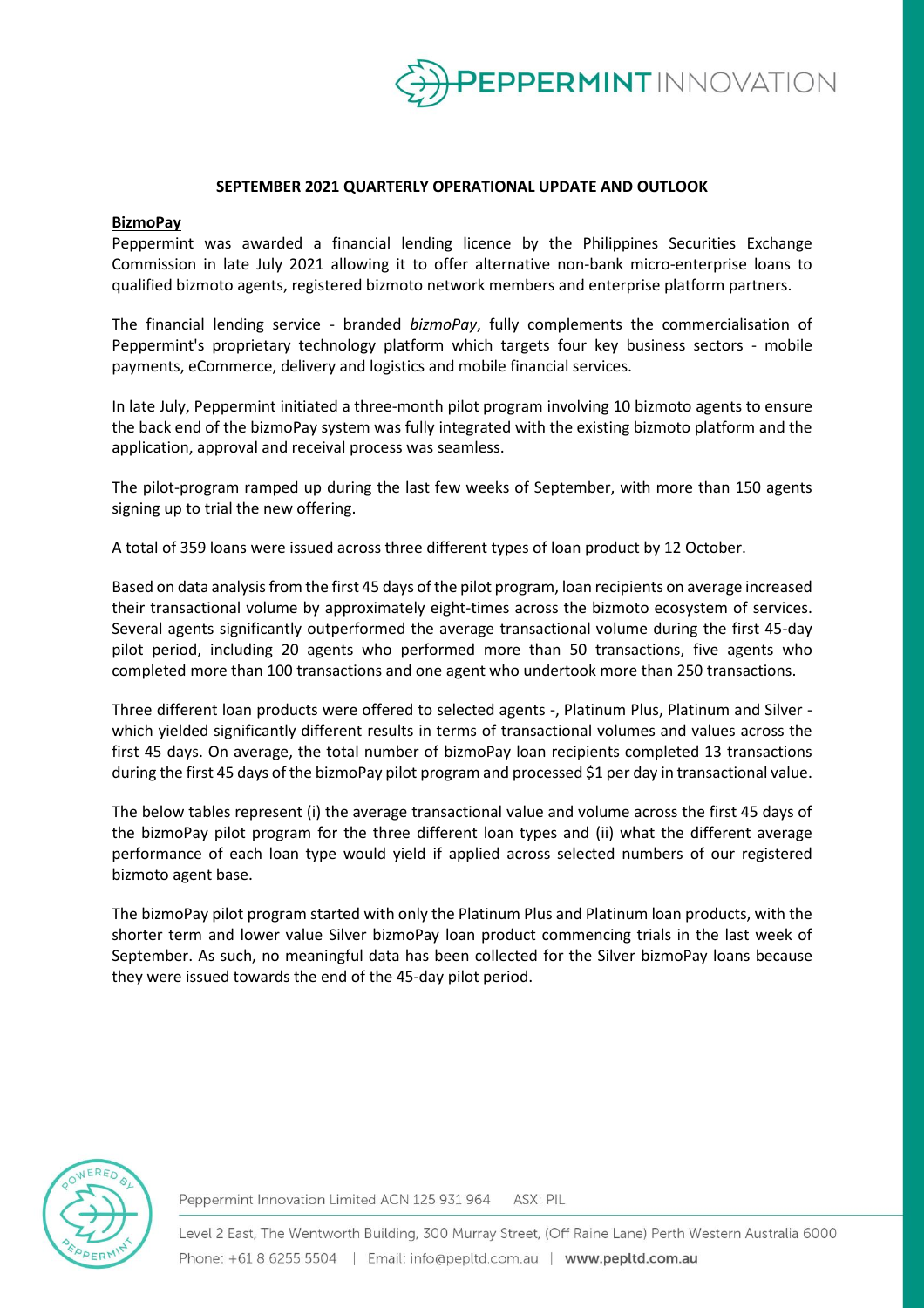## SEPTEMBER 2021 QUARTERLY OPERATIONAL UPDATE AND OUTLOOK

### BizmoPay

Peppermint was awarded a financial lending licence by the Philippines Securities Exchange Commission in late July 2021 allowing it to offer alternative non-bank micro-enterprise loans to qualified bizmoto agents, registered bizmoto network members and enterprise platform partners.

The financial lending service - branded *bizmoPay*, fully complements the commercialisation of Peppermint's proprietary technology platform which targets four key business sectors - mobile payments, eCommerce, delivery and logistics and mobile financial services.

In late July, Peppermint initiated a three-month pilot program involving 10 bizmoto agents to ensure the back end of the bizmoPay system was fully integrated with the existing bizmoto platform and the application, approval and receival process was seamless.

The pilot-program ramped up during the last few weeks of September, with more than 150 agents signing up to trial the new offering.

A total of 359 loans were issued across three different types of loan product by 12 October.

Based on data analysis from the first 45 days of the pilot program, loan recipients on average increased their transactional volume by approximately eight-times across the bizmoto ecosystem of services. Several agents significantly outperformed the average transactional volume during the first 45-day pilot period, including 20 agents who performed more than 50 transactions, five agents who completed more than 100 transactions and one agent who undertook more than 250 transactions.

Three different loan products were offered to selected agents -, Platinum Plus, Platinum and Silver - which yielded significantly different results in terms of transactional volumes and values across the first 45 days. On average, the total number of bizmoPay loan recipients completed 13 transactions during the first 45 days of the bizmoPay pilot program and processed $1 per day in transactional value.

The below tables represent (i) the average transactional value and volume across the first 45 days of the bizmoPay pilot program for the three different loan types and (ii) what the different average performance of each loan type would yield if applied across selected numbers of our registered bizmoto agent base.

The bizmoPay pilot program started with only the Platinum Plus and Platinum loan products, with the shorter term and lower value Silver bizmoPay loan product commencing trials in the last week of September. As such, no meaningful data has been collected for the Silver bizmoPay loans because they were issued towards the end of the 45-day pilot period.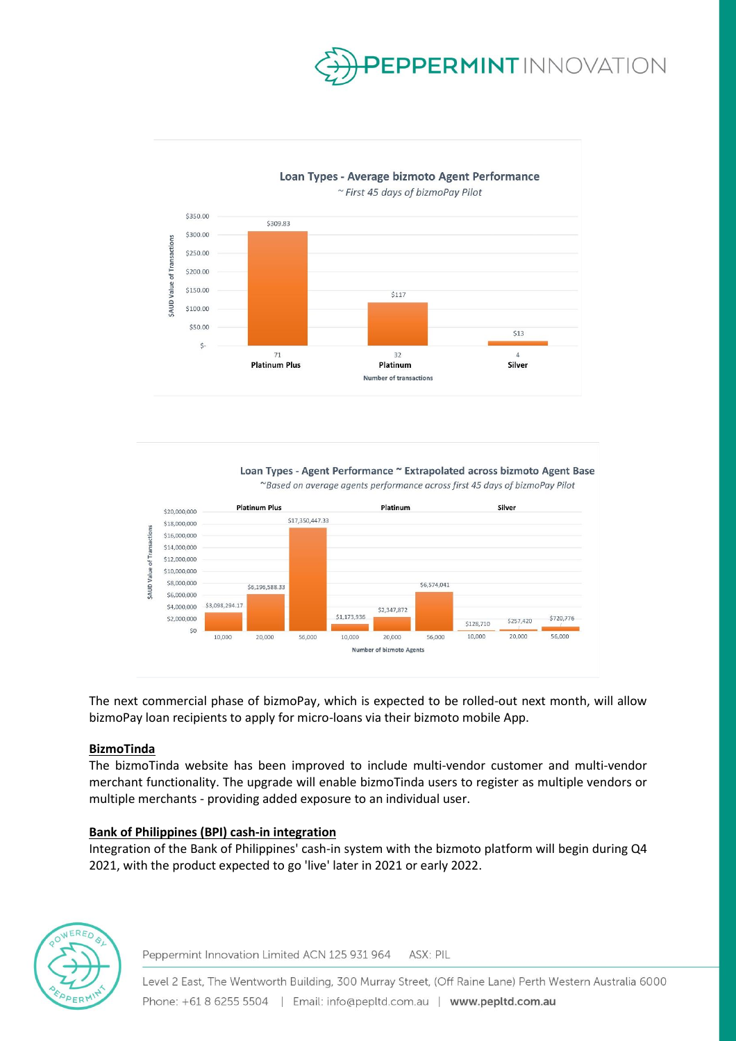**Loan Types - Average bizmoto Agent Performance**

*~ First 45 days of bizmoPay Pilot*

$AUD Value of Transactions

$350.00
$300.00
$250.00
$200.00
$150.00
$100.00
$50.00
$-

$309.83
$117
$13

71
Platinum Plus

32
Platinum

4
Silver

Number of transactions

**Loan Types - Agent Performance ~ Extrapolated across bizmoto Agent Base**

*~Based on average agents performance across first 45 days of bizmoPay Pilot*

Platinum Plus
Platinum
Silver

$AUD Value of Transactions

$20,000,000
$18,000,000
$16,000,000
$14,000,000
$12,000,000
$10,000,000
$8,000,000
$6,000,000
$4,000,000
$2,000,000
$0

$3,098,294.17
$6,196,588.33
$17,350,447.33
$1,173,936
$2,347,872
$6,574,041
$128,710
$257,420
$720,776

10,000
20,000
56,000
10,000
20,000
56,000
10,000
20,000
56,000

Number of bizmoto Agents

The next commercial phase of bizmoPay, which is expected to be rolled-out next month, will allow bizmoPay loan recipients to apply for micro-loans via their bizmoto mobile App.

**BizmoTinda**

The bizmoTinda website has been improved to include multi-vendor customer and multi-vendor merchant functionality. The upgrade will enable bizmoTinda users to register as multiple vendors or multiple merchants - providing added exposure to an individual user.

**Bank of Philippines (BPI) cash-in integration**

Integration of the Bank of Philippines' cash-in system with the bizmoto platform will begin during Q4 2021, with the product expected to go 'live' later in 2021 or early 2022.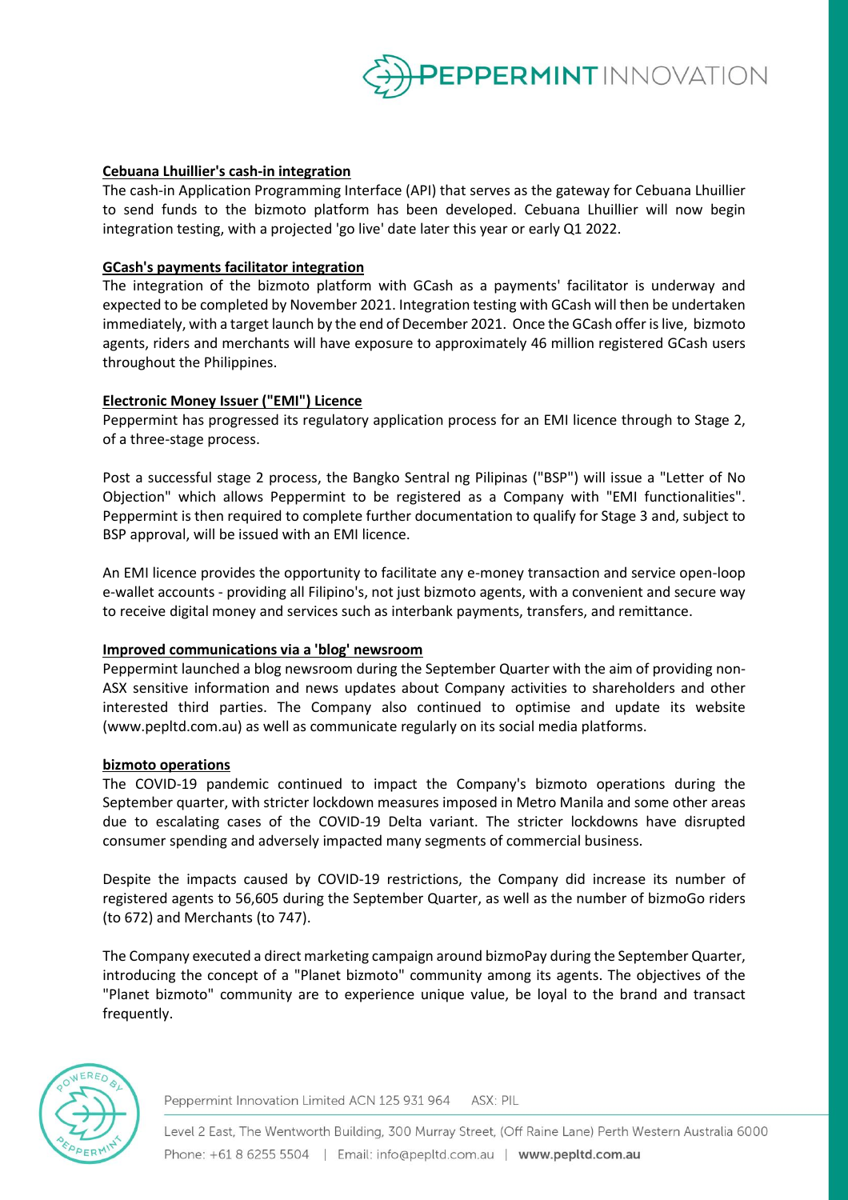**Cebuana Lhuillier's cash-in integration**

The cash-in Application Programming Interface (API) that serves as the gateway for Cebuana Lhuillier to send funds to the bizmoto platform has been developed. Cebuana Lhuillier will now begin integration testing, with a projected 'go live' date later this year or early Q1 2022.

**GCash's payments facilitator integration**

The integration of the bizmoto platform with GCash as a payments' facilitator is underway and expected to be completed by November 2021. Integration testing with GCash will then be undertaken immediately, with a target launch by the end of December 2021. Once the GCash offer is live, bizmoto agents, riders and merchants will have exposure to approximately 46 million registered GCash users throughout the Philippines.

**Electronic Money Issuer ("EMI") Licence**

Peppermint has progressed its regulatory application process for an EMI licence through to Stage 2, of a three-stage process.

Post a successful stage 2 process, the Bangko Sentral ng Pilipinas ("BSP") will issue a "Letter of No Objection" which allows Peppermint to be registered as a Company with "EMI functionalities". Peppermint is then required to complete further documentation to qualify for Stage 3 and, subject to BSP approval, will be issued with an EMI licence.

An EMI licence provides the opportunity to facilitate any e-money transaction and service open-loop e-wallet accounts - providing all Filipino's, not just bizmoto agents, with a convenient and secure way to receive digital money and services such as interbank payments, transfers, and remittance.

**Improved communications via a 'blog' newsroom**

Peppermint launched a blog newsroom during the September Quarter with the aim of providing non-ASX sensitive information and news updates about Company activities to shareholders and other interested third parties. The Company also continued to optimise and update its website (www.pepltd.com.au) as well as communicate regularly on its social media platforms.

**bizmoto operations**

The COVID-19 pandemic continued to impact the Company's bizmoto operations during the September quarter, with stricter lockdown measures imposed in Metro Manila and some other areas due to escalating cases of the COVID-19 Delta variant. The stricter lockdowns have disrupted consumer spending and adversely impacted many segments of commercial business.

Despite the impacts caused by COVID-19 restrictions, the Company did increase its number of registered agents to 56,605 during the September Quarter, as well as the number of bizmoGo riders (to 672) and Merchants (to 747).

The Company executed a direct marketing campaign around bizmoPay during the September Quarter, introducing the concept of a "Planet bizmoto" community among its agents. The objectives of the "Planet bizmoto" community are to experience unique value, be loyal to the brand and transact frequently.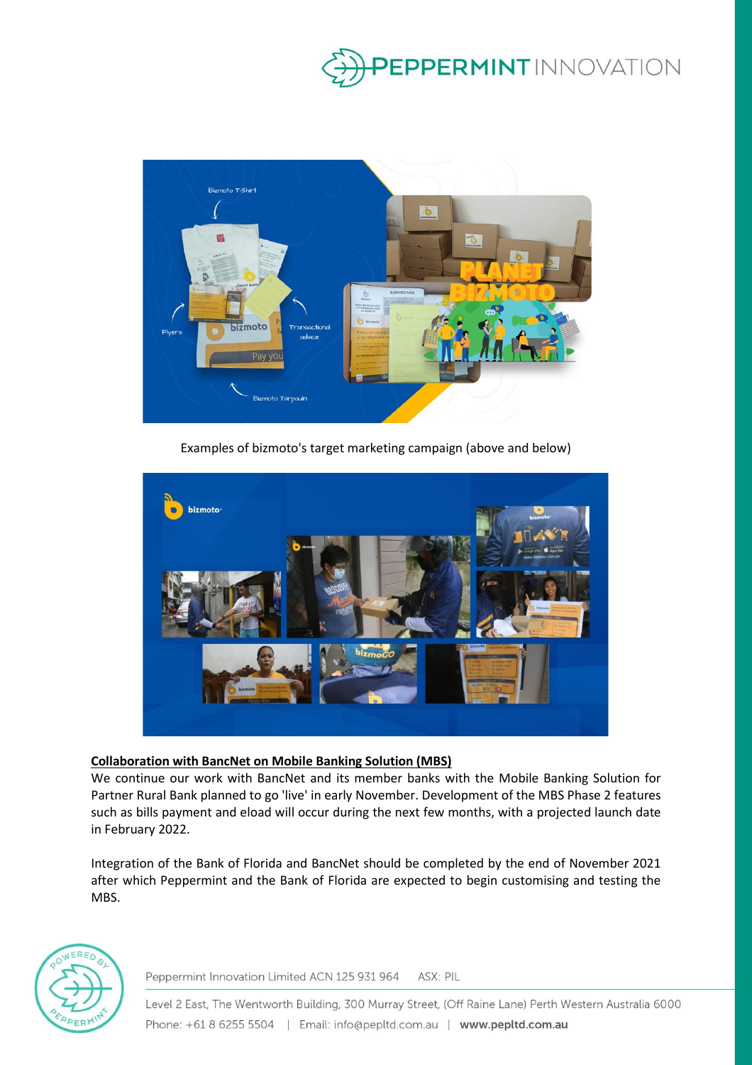Examples of bizmoto's target marketing campaign (above and below)

**Collaboration with BancNet on Mobile Banking Solution (MBS)**

We continue our work with BancNet and its member banks with the Mobile Banking Solution for Partner Rural Bank planned to go 'live' in early November. Development of the MBS Phase 2 features such as bills payment and eload will occur during the next few months, with a projected launch date in February 2022.

Integration of the Bank of Florida and BancNet should be completed by the end of November 2021 after which Peppermint and the Bank of Florida are expected to begin customising and testing the MBS.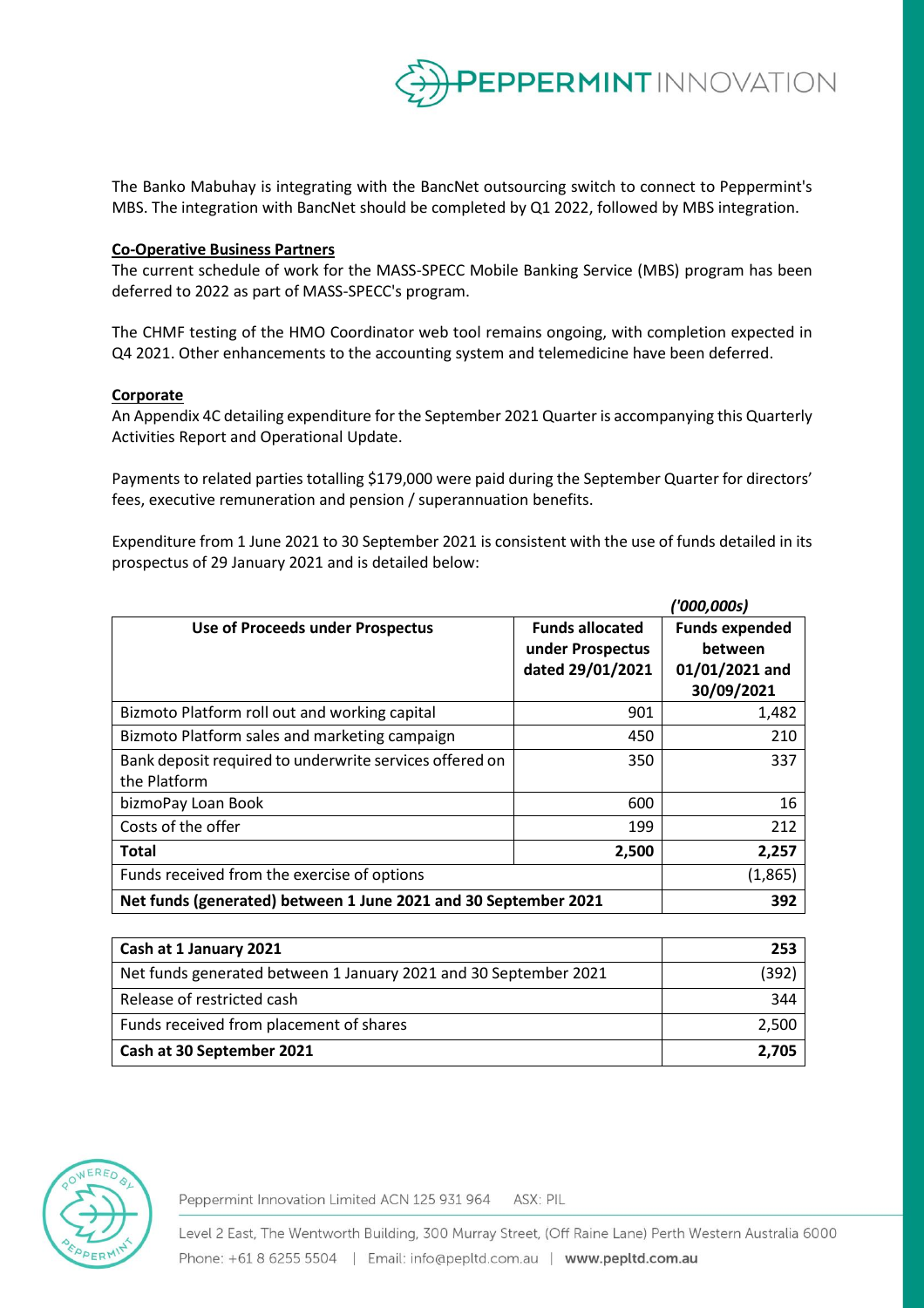The Banko Mabuhay is integrating with the BancNet outsourcing switch to connect to Peppermint's MBS. The integration with BancNet should be completed by Q1 2022, followed by MBS integration.

**Co-Operative Business Partners**

The current schedule of work for the MASS-SPECC Mobile Banking Service (MBS) program has been deferred to 2022 as part of MASS-SPECC's program.

The CHMF testing of the HMO Coordinator web tool remains ongoing, with completion expected in Q4 2021. Other enhancements to the accounting system and telemedicine have been deferred.

**Corporate**

An Appendix 4C detailing expenditure for the September 2021 Quarter is accompanying this Quarterly Activities Report and Operational Update.

Payments to related parties totalling $179,000 were paid during the September Quarter for directors' fees, executive remuneration and pension / superannuation benefits.

Expenditure from 1 June 2021 to 30 September 2021 is consistent with the use of funds detailed in its prospectus of 29 January 2021 and is detailed below:

*('000,000s)*

| Use of Proceeds under Prospectus | Funds allocated under Prospectus dated 29/01/2021 | Funds expended between 01/01/2021 and 30/09/2021 |
|---|---|---|
| Bizmoto Platform roll out and working capital | 901 | 1,482 |
| Bizmoto Platform sales and marketing campaign | 450 | 210 |
| Bank deposit required to underwrite services offered on the Platform | 350 | 337 |
| bizmoPay Loan Book | 600 | 16 |
| Costs of the offer | 199 | 212 |
| **Total** | **2,500** | **2,257** |
| Funds received from the exercise of options | | (1,865) |
| **Net funds (generated) between 1 June 2021 and 30 September 2021** | | **392** |

| | |
|---|---|
| **Cash at 1 January 2021** | **253** |
| Net funds generated between 1 January 2021 and 30 September 2021 | (392) |
| Release of restricted cash | 344 |
| Funds received from placement of shares | 2,500 |
| **Cash at 30 September 2021** | **2,705** |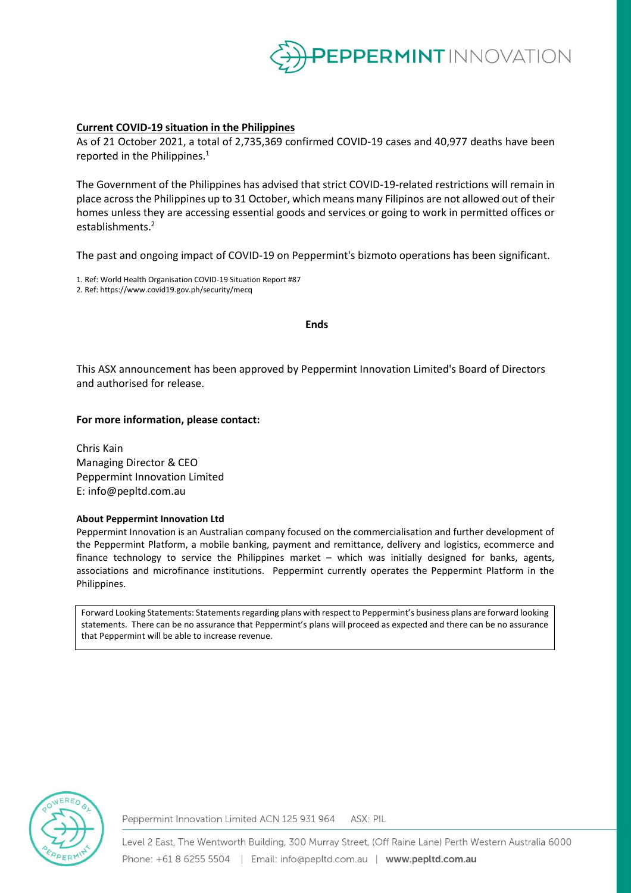**Current COVID-19 situation in the Philippines**

As of 21 October 2021, a total of 2,735,369 confirmed COVID-19 cases and 40,977 deaths have been reported in the Philippines.[1]

The Government of the Philippines has advised that strict COVID-19-related restrictions will remain in place across the Philippines up to 31 October, which means many Filipinos are not allowed out of their homes unless they are accessing essential goods and services or going to work in permitted offices or establishments.[2]

The past and ongoing impact of COVID-19 on Peppermint's bizmoto operations has been significant.

1. Ref: World Health Organisation COVID-19 Situation Report #87
2. Ref: https://www.covid19.gov.ph/security/mecq

**Ends**

This ASX announcement has been approved by Peppermint Innovation Limited's Board of Directors and authorised for release.

**For more information, please contact:**

Chris Kain
Managing Director & CEO
Peppermint Innovation Limited
E: info@pepltd.com.au

**About Peppermint Innovation Ltd**

Peppermint Innovation is an Australian company focused on the commercialisation and further development of the Peppermint Platform, a mobile banking, payment and remittance, delivery and logistics, ecommerce and finance technology to service the Philippines market – which was initially designed for banks, agents, associations and microfinance institutions. Peppermint currently operates the Peppermint Platform in the Philippines.

Forward Looking Statements: Statements regarding plans with respect to Peppermint's business plans are forward looking statements. There can be no assurance that Peppermint's plans will proceed as expected and there can be no assurance that Peppermint will be able to increase revenue.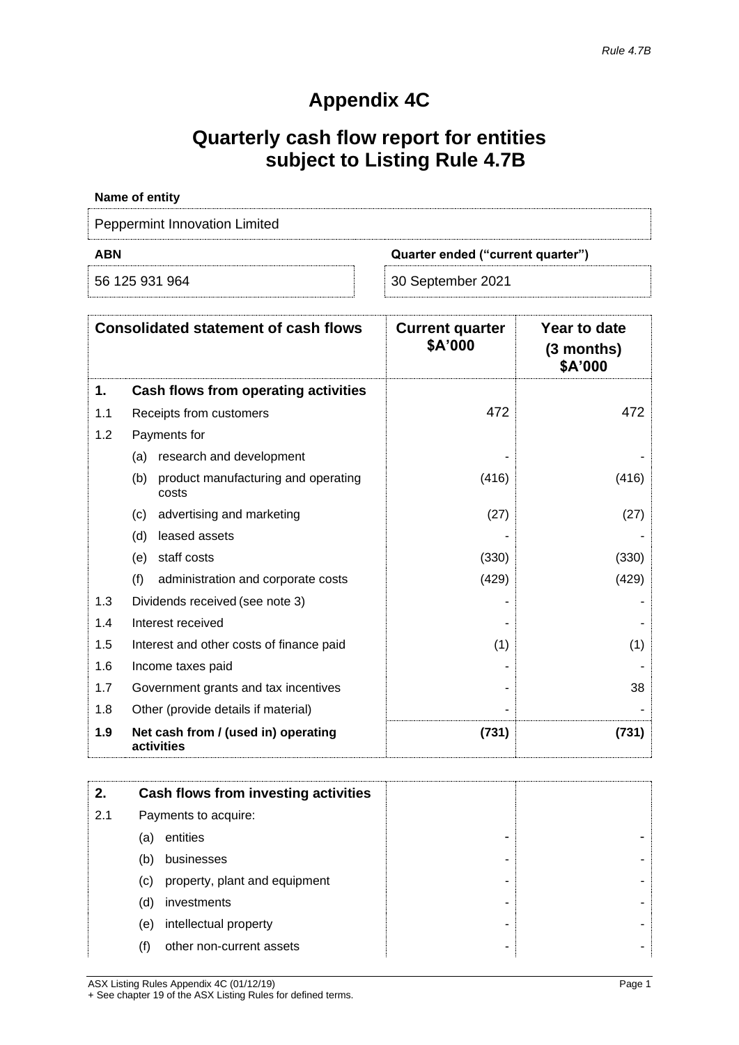*Rule 4.7B*

# Appendix 4C

## Quarterly cash flow report for entities subject to Listing Rule 4.7B

**Name of entity**

Peppermint Innovation Limited

| ABN | Quarter ended ("current quarter") |
|---|---|
| 56 125 931 964 | 30 September 2021 |

| | Consolidated statement of cash flows | Current quarter $A'000 | Year to date (3 months) $A'000 |
|---|---|---|---|
| **1.** | **Cash flows from operating activities** | | |
| 1.1 | Receipts from customers | 472 | 472 |
| 1.2 | Payments for | | |
| | (a) research and development | - | - |
| | (b) product manufacturing and operating costs | (416) | (416) |
| | (c) advertising and marketing | (27) | (27) |
| | (d) leased assets | - | - |
| | (e) staff costs | (330) | (330) |
| | (f) administration and corporate costs | (429) | (429) |
| 1.3 | Dividends received (see note 3) | - | - |
| 1.4 | Interest received | - | - |
| 1.5 | Interest and other costs of finance paid | (1) | (1) |
| 1.6 | Income taxes paid | - | - |
| 1.7 | Government grants and tax incentives | - | 38 |
| 1.8 | Other (provide details if material) | - | - |
| **1.9** | **Net cash from / (used in) operating activities** | **(731)** | **(731)** |

| | | | |
|---|---|---|---|
| **2.** | **Cash flows from investing activities** | | |
| 2.1 | Payments to acquire: | | |
| | (a) entities | - | - |
| | (b) businesses | - | - |
| | (c) property, plant and equipment | - | - |
| | (d) investments | - | - |
| | (e) intellectual property | - | - |
| | (f) other non-current assets | - | - |

ASX Listing Rules Appendix 4C (01/12/19)
+ See chapter 19 of the ASX Listing Rules for defined terms.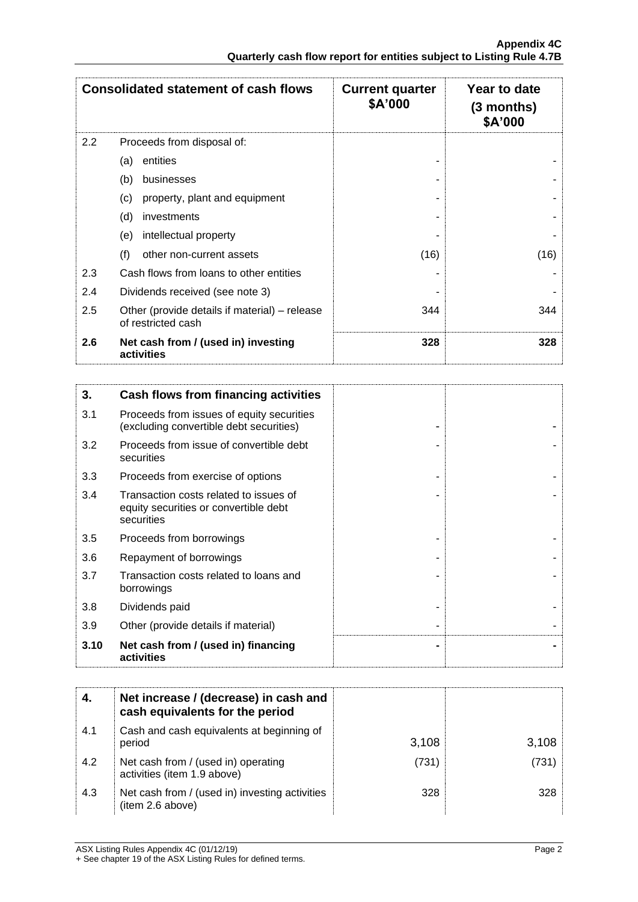| Consolidated statement of cash flows | | Current quarter $A'000 | Year to date (3 months) $A'000 |
|---|---|---|---|
| 2.2 | Proceeds from disposal of: | | |
| | (a) entities | - | - |
| | (b) businesses | - | - |
| | (c) property, plant and equipment | - | - |
| | (d) investments | - | - |
| | (e) intellectual property | - | - |
| | (f) other non-current assets | (16) | (16) |
| 2.3 | Cash flows from loans to other entities | - | - |
| 2.4 | Dividends received (see note 3) | - | - |
| 2.5 | Other (provide details if material) – release of restricted cash | 344 | 344 |
| **2.6** | **Net cash from / (used in) investing activities** | **328** | **328** |

| | | | |
|---|---|---|---|
| **3.** | **Cash flows from financing activities** | | |
| 3.1 | Proceeds from issues of equity securities (excluding convertible debt securities) | - | - |
| 3.2 | Proceeds from issue of convertible debt securities | - | - |
| 3.3 | Proceeds from exercise of options | - | - |
| 3.4 | Transaction costs related to issues of equity securities or convertible debt securities | - | - |
| 3.5 | Proceeds from borrowings | - | - |
| 3.6 | Repayment of borrowings | - | - |
| 3.7 | Transaction costs related to loans and borrowings | - | - |
| 3.8 | Dividends paid | - | - |
| 3.9 | Other (provide details if material) | - | - |
| **3.10** | **Net cash from / (used in) financing activities** | **-** | **-** |

| | | | |
|---|---|---|---|
| **4.** | **Net increase / (decrease) in cash and cash equivalents for the period** | | |
| 4.1 | Cash and cash equivalents at beginning of period | 3,108 | 3,108 |
| 4.2 | Net cash from / (used in) operating activities (item 1.9 above) | (731) | (731) |
| 4.3 | Net cash from / (used in) investing activities (item 2.6 above) | 328 | 328 |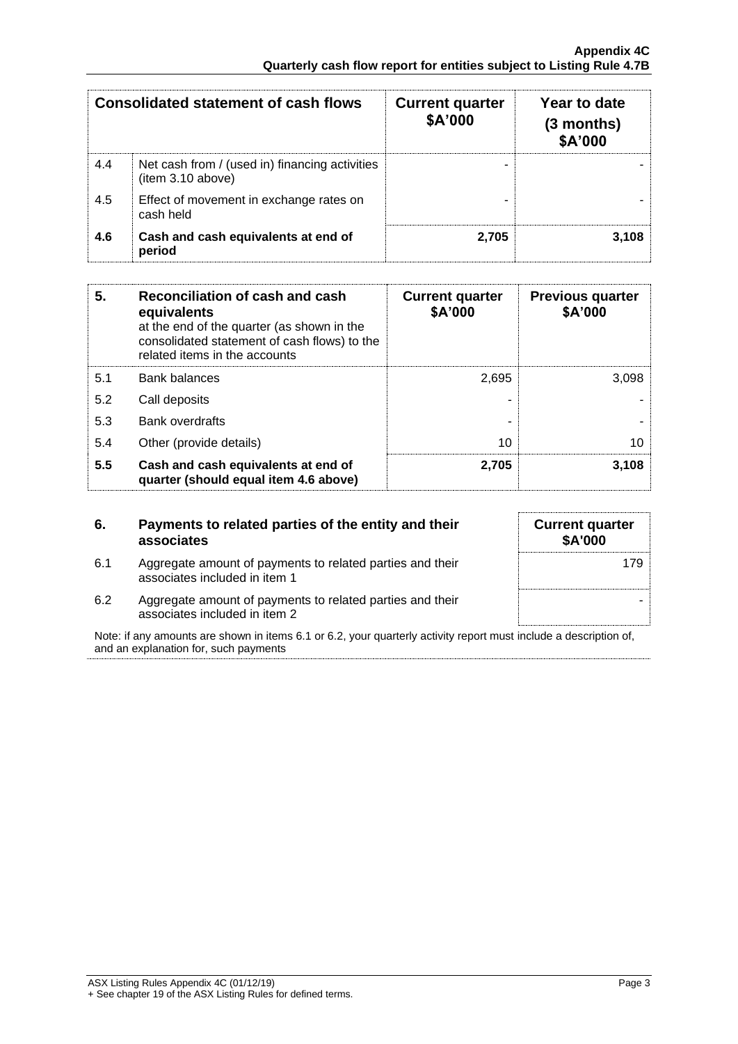| Consolidated statement of cash flows | | Current quarter $A'000 | Year to date (3 months) $A'000 |
|---|---|---|---|
| 4.4 | Net cash from / (used in) financing activities (item 3.10 above) | - | - |
| 4.5 | Effect of movement in exchange rates on cash held | - | - |
| **4.6** | **Cash and cash equivalents at end of period** | **2,705** | **3,108** |

| **5.** | **Reconciliation of cash and cash equivalents** at the end of the quarter (as shown in the consolidated statement of cash flows) to the related items in the accounts | **Current quarter $A'000** | **Previous quarter $A'000** |
|---|---|---|---|
| 5.1 | Bank balances | 2,695 | 3,098 |
| 5.2 | Call deposits | - | - |
| 5.3 | Bank overdrafts | - | - |
| 5.4 | Other (provide details) | 10 | 10 |
| **5.5** | **Cash and cash equivalents at end of quarter (should equal item 4.6 above)** | **2,705** | **3,108** |

| **6.** | **Payments to related parties of the entity and their associates** | **Current quarter $A'000** |
|---|---|---|
| 6.1 | Aggregate amount of payments to related parties and their associates included in item 1 | 179 |
| 6.2 | Aggregate amount of payments to related parties and their associates included in item 2 | - |

Note: if any amounts are shown in items 6.1 or 6.2, your quarterly activity report must include a description of, and an explanation for, such payments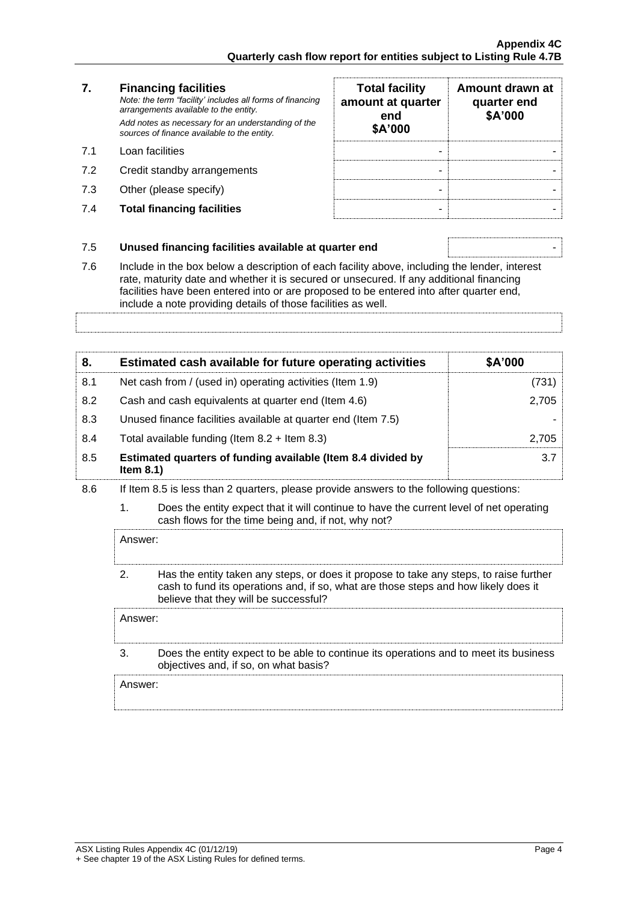| 7. | **Financing facilities** *Note: the term "facility' includes all forms of financing arrangements available to the entity.* *Add notes as necessary for an understanding of the sources of finance available to the entity.* | **Total facility amount at quarter end $A'000** | **Amount drawn at quarter end $A'000** |
|---|---|---|---|
| 7.1 | Loan facilities | - | - |
| 7.2 | Credit standby arrangements | - | - |
| 7.3 | Other (please specify) | - | - |
| 7.4 | **Total financing facilities** | - | - |

| | | |
|---|---|---|
| 7.5 | **Unused financing facilities available at quarter end** | - |

7.6 Include in the box below a description of each facility above, including the lender, interest rate, maturity date and whether it is secured or unsecured. If any additional financing facilities have been entered into or are proposed to be entered into after quarter end, include a note providing details of those facilities as well.

| 8. | Estimated cash available for future operating activities | $A'000 |
|---|---|---|
| 8.1 | Net cash from / (used in) operating activities (Item 1.9) | (731) |
| 8.2 | Cash and cash equivalents at quarter end (Item 4.6) | 2,705 |
| 8.3 | Unused finance facilities available at quarter end (Item 7.5) | - |
| 8.4 | Total available funding (Item 8.2 + Item 8.3) | 2,705 |
| 8.5 | **Estimated quarters of funding available (Item 8.4 divided by Item 8.1)** | 3.7 |

8.6 If Item 8.5 is less than 2 quarters, please provide answers to the following questions:

1. Does the entity expect that it will continue to have the current level of net operating cash flows for the time being and, if not, why not?

Answer:

2. Has the entity taken any steps, or does it propose to take any steps, to raise further cash to fund its operations and, if so, what are those steps and how likely does it believe that they will be successful?

Answer:

3. Does the entity expect to be able to continue its operations and to meet its business objectives and, if so, on what basis?

Answer: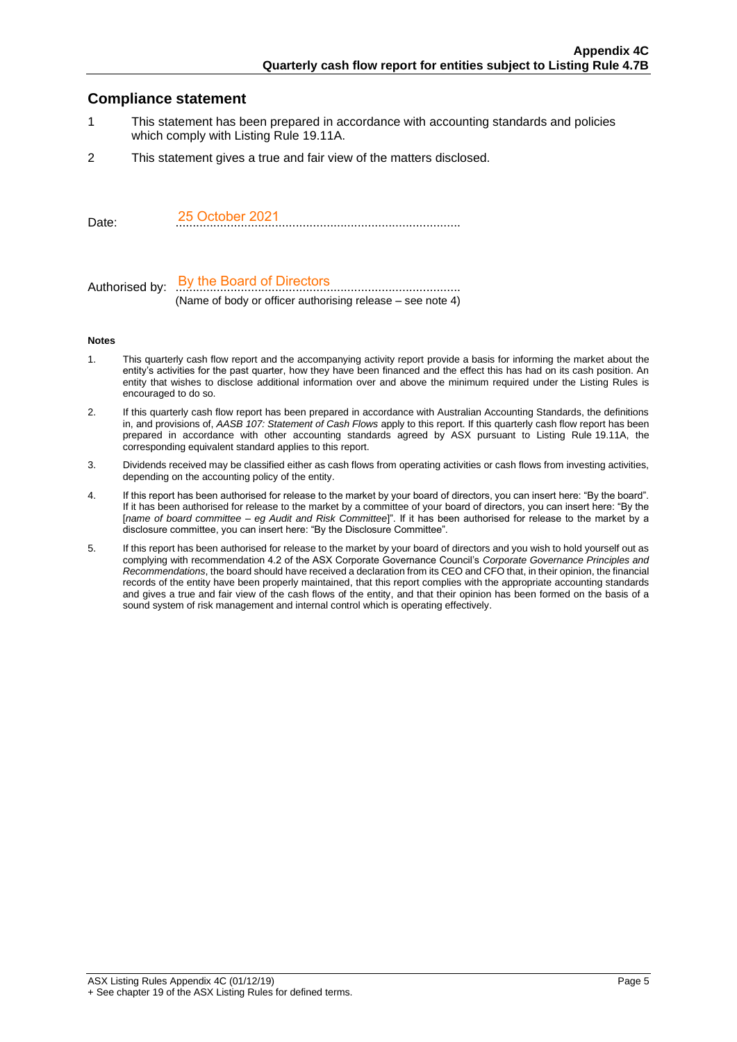## Compliance statement

1 This statement has been prepared in accordance with accounting standards and policies which comply with Listing Rule 19.11A.

2 This statement gives a true and fair view of the matters disclosed.

Date: 25 October 2021

Authorised by: By the Board of Directors
(Name of body or officer authorising release – see note 4)

**Notes**

1. This quarterly cash flow report and the accompanying activity report provide a basis for informing the market about the entity's activities for the past quarter, how they have been financed and the effect this has had on its cash position. An entity that wishes to disclose additional information over and above the minimum required under the Listing Rules is encouraged to do so.

2. If this quarterly cash flow report has been prepared in accordance with Australian Accounting Standards, the definitions in, and provisions of, *AASB 107: Statement of Cash Flows* apply to this report. If this quarterly cash flow report has been prepared in accordance with other accounting standards agreed by ASX pursuant to Listing Rule 19.11A, the corresponding equivalent standard applies to this report.

3. Dividends received may be classified either as cash flows from operating activities or cash flows from investing activities, depending on the accounting policy of the entity.

4. If this report has been authorised for release to the market by your board of directors, you can insert here: "By the board". If it has been authorised for release to the market by a committee of your board of directors, you can insert here: "By the [*name of board committee – eg Audit and Risk Committee*]". If it has been authorised for release to the market by a disclosure committee, you can insert here: "By the Disclosure Committee".

5. If this report has been authorised for release to the market by your board of directors and you wish to hold yourself out as complying with recommendation 4.2 of the ASX Corporate Governance Council's *Corporate Governance Principles and Recommendations*, the board should have received a declaration from its CEO and CFO that, in their opinion, the financial records of the entity have been properly maintained, that this report complies with the appropriate accounting standards and gives a true and fair view of the cash flows of the entity, and that their opinion has been formed on the basis of a sound system of risk management and internal control which is operating effectively.